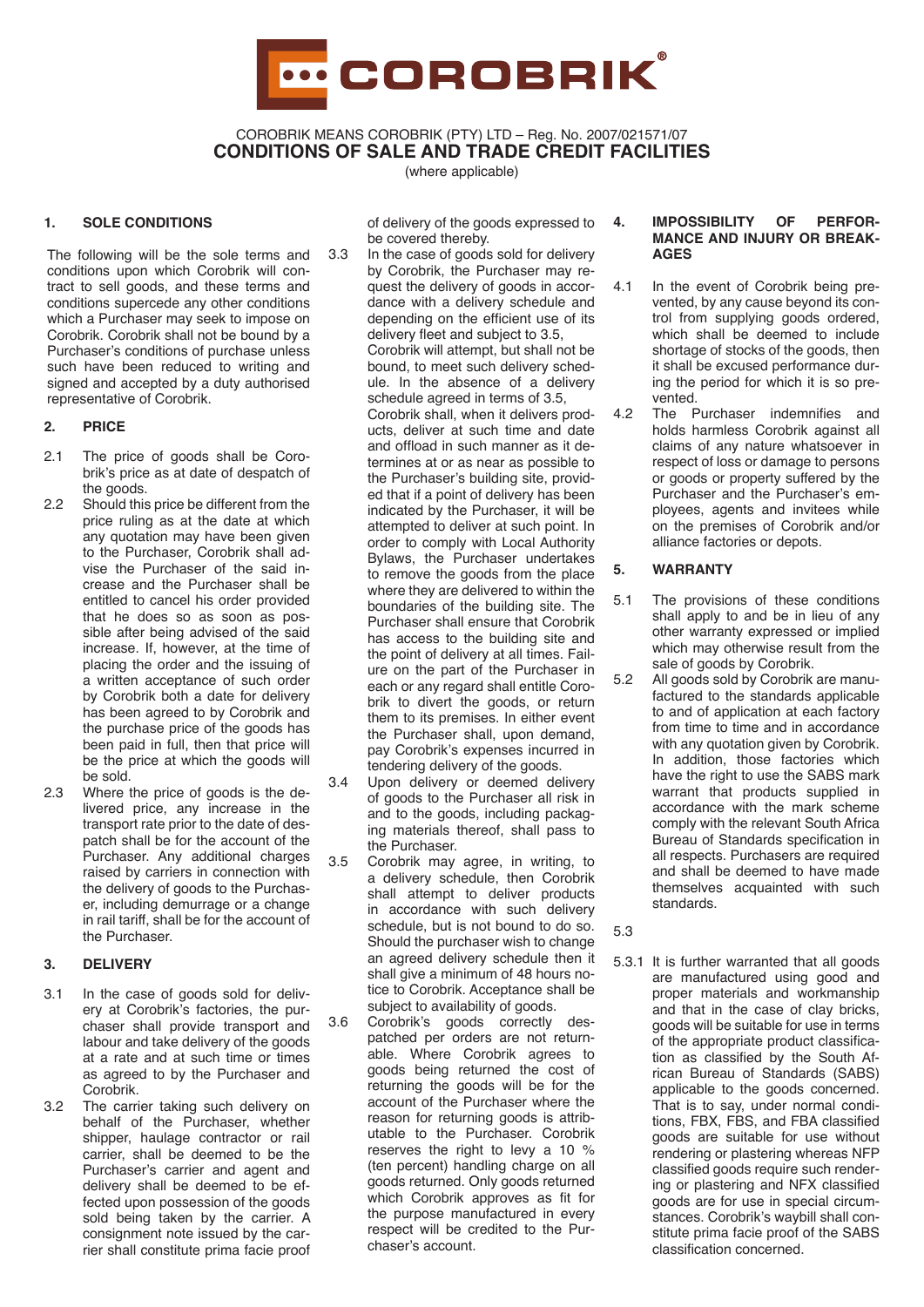# COROBRIK®

COROBRIK MEANS COROBRIK (PTY) LTD – Reg. No. 2007/021571/07

## CONDITIONS OF SALE AND TRADE CREDIT FACILITIES

(where applicable)

### 1. SOLE CONDITIONS

The following will be the sole terms and conditions upon which Corobrik will contract to sell goods, and these terms and conditions supercede any other conditions which a Purchaser may seek to impose on Corobrik. Corobrik shall not be bound by a Purchaser's conditions of purchase unless such have been reduced to writing and signed and accepted by a duty authorised representative of Corobrik.

### 2. PRICE

2.1 The price of goods shall be Corobrik's price as at date of despatch of the goods.

2.2 Should this price be different from the price ruling as at the date at which any quotation may have been given to the Purchaser, Corobrik shall advise the Purchaser of the said increase and the Purchaser shall be entitled to cancel his order provided that he does so as soon as possible after being advised of the said increase. If, however, at the time of placing the order and the issuing of a written acceptance of such order by Corobrik both a date for delivery has been agreed to by Corobrik and the purchase price of the goods has been paid in full, then that price will be the price at which the goods will be sold.

2.3 Where the price of goods is the delivered price, any increase in the transport rate prior to the date of despatch shall be for the account of the Purchaser. Any additional charges raised by carriers in connection with the delivery of goods to the Purchaser, including demurrage or a change in rail tariff, shall be for the account of the Purchaser.

### 3. DELIVERY

3.1 In the case of goods sold for delivery at Corobrik's factories, the purchaser shall provide transport and labour and take delivery of the goods at a rate and at such time or times as agreed to by the Purchaser and Corobrik.

3.2 The carrier taking such delivery on behalf of the Purchaser, whether shipper, haulage contractor or rail carrier, shall be deemed to be the Purchaser's carrier and agent and delivery shall be deemed to be effected upon possession of the goods sold being taken by the carrier. A consignment note issued by the carrier shall constitute prima facie proof of delivery of the goods expressed to be covered thereby.

3.3 In the case of goods sold for delivery by Corobrik, the Purchaser may request the delivery of goods in accordance with a delivery schedule and depending on the efficient use of its delivery fleet and subject to 3.5, Corobrik will attempt, but shall not be bound, to meet such delivery schedule. In the absence of a delivery schedule agreed in terms of 3.5, Corobrik shall, when it delivers products, deliver at such time and date and offload in such manner as it determines at or as near as possible to the Purchaser's building site, provided that if a point of delivery has been indicated by the Purchaser, it will be attempted to deliver at such point. In order to comply with Local Authority Bylaws, the Purchaser undertakes to remove the goods from the place where they are delivered to within the boundaries of the building site. The Purchaser shall ensure that Corobrik has access to the building site and the point of delivery at all times. Failure on the part of the Purchaser in each or any regard shall entitle Corobrik to divert the goods, or return them to its premises. In either event the Purchaser shall, upon demand, pay Corobrik's expenses incurred in tendering delivery of the goods.

3.4 Upon delivery or deemed delivery of goods to the Purchaser all risk in and to the goods, including packaging materials thereof, shall pass to the Purchaser.

3.5 Corobrik may agree, in writing, to a delivery schedule, then Corobrik shall attempt to deliver products in accordance with such delivery schedule, but is not bound to do so. Should the purchaser wish to change an agreed delivery schedule then it shall give a minimum of 48 hours notice to Corobrik. Acceptance shall be subject to availability of goods.

3.6 Corobrik's goods correctly despatched per orders are not returnable. Where Corobrik agrees to goods being returned the cost of returning the goods will be for the account of the Purchaser where the reason for returning goods is attributable to the Purchaser. Corobrik reserves the right to levy a 10 % (ten percent) handling charge on all goods returned. Only goods returned which Corobrik approves as fit for the purpose manufactured in every respect will be credited to the Purchaser's account.

### 4. IMPOSSIBILITY OF PERFORMANCE AND INJURY OR BREAKAGES

4.1 In the event of Corobrik being prevented, by any cause beyond its control from supplying goods ordered, which shall be deemed to include shortage of stocks of the goods, then it shall be excused performance during the period for which it is so prevented.

4.2 The Purchaser indemnifies and holds harmless Corobrik against all claims of any nature whatsoever in respect of loss or damage to persons or goods or property suffered by the Purchaser and the Purchaser's employees, agents and invitees while on the premises of Corobrik and/or alliance factories or depots.

### 5. WARRANTY

5.1 The provisions of these conditions shall apply to and be in lieu of any other warranty expressed or implied which may otherwise result from the sale of goods by Corobrik.

5.2 All goods sold by Corobrik are manufactured to the standards applicable to and of application at each factory from time to time and in accordance with any quotation given by Corobrik. In addition, those factories which have the right to use the SABS mark warrant that products supplied in accordance with the mark scheme comply with the relevant South Africa Bureau of Standards specification in all respects. Purchasers are required and shall be deemed to have made themselves acquainted with such standards.

5.3

5.3.1 It is further warranted that all goods are manufactured using good and proper materials and workmanship and that in the case of clay bricks, goods will be suitable for use in terms of the appropriate product classification as classified by the South African Bureau of Standards (SABS) applicable to the goods concerned. That is to say, under normal conditions, FBX, FBS, and FBA classified goods are suitable for use without rendering or plastering whereas NFP classified goods require such rendering or plastering and NFX classified goods are for use in special circumstances. Corobrik's waybill shall constitute prima facie proof of the SABS classification concerned.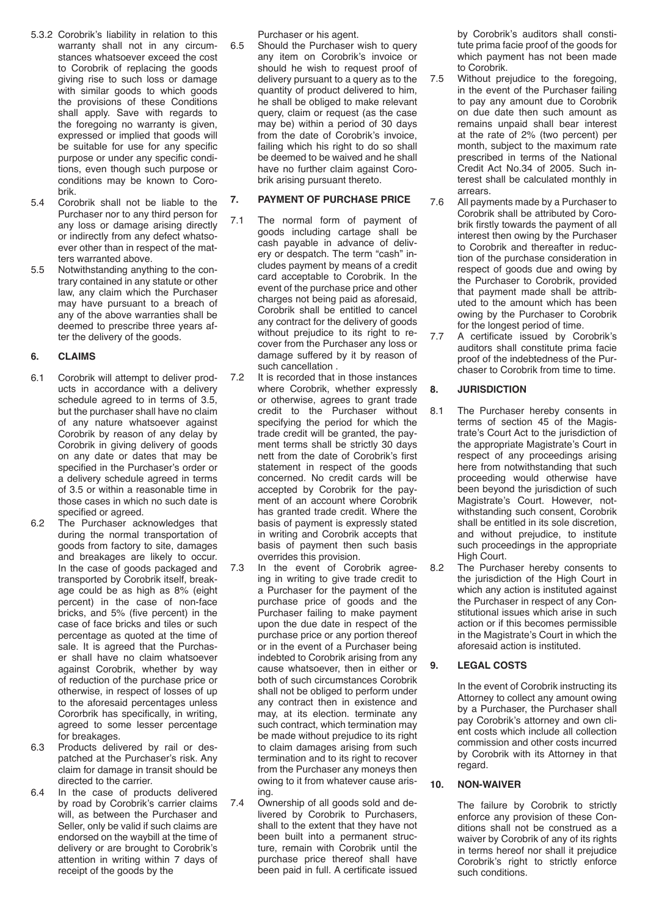5.3.2 Corobrik's liability in relation to this warranty shall not in any circumstances whatsoever exceed the cost to Corobrik of replacing the goods giving rise to such loss or damage with similar goods to which goods the provisions of these Conditions shall apply. Save with regards to the foregoing no warranty is given, expressed or implied that goods will be suitable for use for any specific purpose or under any specific conditions, even though such purpose or conditions may be known to Corobrik.

5.4 Corobrik shall not be liable to the Purchaser nor to any third person for any loss or damage arising directly or indirectly from any defect whatsoever other than in respect of the matters warranted above.

5.5 Notwithstanding anything to the contrary contained in any statute or other law, any claim which the Purchaser may have pursuant to a breach of any of the above warranties shall be deemed to prescribe three years after the delivery of the goods.

## 6. CLAIMS

6.1 Corobrik will attempt to deliver products in accordance with a delivery schedule agreed to in terms of 3.5, but the purchaser shall have no claim of any nature whatsoever against Corobrik by reason of any delay by Corobrik in giving delivery of goods on any date or dates that may be specified in the Purchaser's order or a delivery schedule agreed in terms of 3.5 or within a reasonable time in those cases in which no such date is specified or agreed.

6.2 The Purchaser acknowledges that during the normal transportation of goods from factory to site, damages and breakages are likely to occur. In the case of goods packaged and transported by Corobrik itself, breakage could be as high as 8% (eight percent) in the case of non-face bricks, and 5% (five percent) in the case of face bricks and tiles or such percentage as quoted at the time of sale. It is agreed that the Purchaser shall have no claim whatsoever against Corobrik, whether by way of reduction of the purchase price or otherwise, in respect of losses of up to the aforesaid percentages unless Cororbrik has specifically, in writing, agreed to some lesser percentage for breakages.

6.3 Products delivered by rail or despatched at the Purchaser's risk. Any claim for damage in transit should be directed to the carrier.

6.4 In the case of products delivered by road by Corobrik's carrier claims will, as between the Purchaser and Seller, only be valid if such claims are endorsed on the waybill at the time of delivery or are brought to Corobrik's attention in writing within 7 days of receipt of the goods by the Purchaser or his agent.

6.5 Should the Purchaser wish to query any item on Corobrik's invoice or should he wish to request proof of delivery pursuant to a query as to the quantity of product delivered to him, he shall be obliged to make relevant query, claim or request (as the case may be) within a period of 30 days from the date of Corobrik's invoice, failing which his right to do so shall be deemed to be waived and he shall have no further claim against Corobrik arising pursuant thereto.

## 7. PAYMENT OF PURCHASE PRICE

7.1 The normal form of payment of goods including cartage shall be cash payable in advance of delivery or despatch. The term "cash" includes payment by means of a credit card acceptable to Corobrik. In the event of the purchase price and other charges not being paid as aforesaid, Corobrik shall be entitled to cancel any contract for the delivery of goods without prejudice to its right to recover from the Purchaser any loss or damage suffered by it by reason of such cancellation .

7.2 It is recorded that in those instances where Corobrik, whether expressly or otherwise, agrees to grant trade credit to the Purchaser without specifying the period for which the trade credit will be granted, the payment terms shall be strictly 30 days nett from the date of Corobrik's first statement in respect of the goods concerned. No credit cards will be accepted by Corobrik for the payment of an account where Corobrik has granted trade credit. Where the basis of payment is expressly stated in writing and Corobrik accepts that basis of payment then such basis overrides this provision.

7.3 In the event of Corobrik agreeing in writing to give trade credit to a Purchaser for the payment of the purchase price of goods and the Purchaser failing to make payment upon the due date in respect of the purchase price or any portion thereof or in the event of a Purchaser being indebted to Corobrik arising from any cause whatsoever, then in either or both of such circumstances Corobrik shall not be obliged to perform under any contract then in existence and may, at its election. terminate any such contract, which termination may be made without prejudice to its right to claim damages arising from such termination and to its right to recover from the Purchaser any moneys then owing to it from whatever cause arising.

7.4 Ownership of all goods sold and delivered by Corobrik to Purchasers, shall to the extent that they have not been built into a permanent structure, remain with Corobrik until the purchase price thereof shall have been paid in full. A certificate issued by Corobrik's auditors shall constitute prima facie proof of the goods for which payment has not been made to Corobrik.

7.5 Without prejudice to the foregoing, in the event of the Purchaser failing to pay any amount due to Corobrik on due date then such amount as remains unpaid shall bear interest at the rate of 2% (two percent) per month, subject to the maximum rate prescribed in terms of the National Credit Act No.34 of 2005. Such interest shall be calculated monthly in arrears.

7.6 All payments made by a Purchaser to Corobrik shall be attributed by Corobrik firstly towards the payment of all interest then owing by the Purchaser to Corobrik and thereafter in reduction of the purchase consideration in respect of goods due and owing by the Purchaser to Corobrik, provided that payment made shall be attributed to the amount which has been owing by the Purchaser to Corobrik for the longest period of time.

7.7 A certificate issued by Corobrik's auditors shall constitute prima facie proof of the indebtedness of the Purchaser to Corobrik from time to time.

## 8. JURISDICTION

8.1 The Purchaser hereby consents in terms of section 45 of the Magistrate's Court Act to the jurisdiction of the appropriate Magistrate's Court in respect of any proceedings arising here from notwithstanding that such proceeding would otherwise have been beyond the jurisdiction of such Magistrate's Court. However, notwithstanding such consent, Corobrik shall be entitled in its sole discretion, and without prejudice, to institute such proceedings in the appropriate High Court.

8.2 The Purchaser hereby consents to the jurisdiction of the High Court in which any action is instituted against the Purchaser in respect of any Constitutional issues which arise in such action or if this becomes permissible in the Magistrate's Court in which the aforesaid action is instituted.

## 9. LEGAL COSTS

In the event of Corobrik instructing its Attorney to collect any amount owing by a Purchaser, the Purchaser shall pay Corobrik's attorney and own client costs which include all collection commission and other costs incurred by Corobrik with its Attorney in that regard.

## 10. NON-WAIVER

The failure by Corobrik to strictly enforce any provision of these Conditions shall not be construed as a waiver by Corobrik of any of its rights in terms hereof nor shall it prejudice Corobrik's right to strictly enforce such conditions.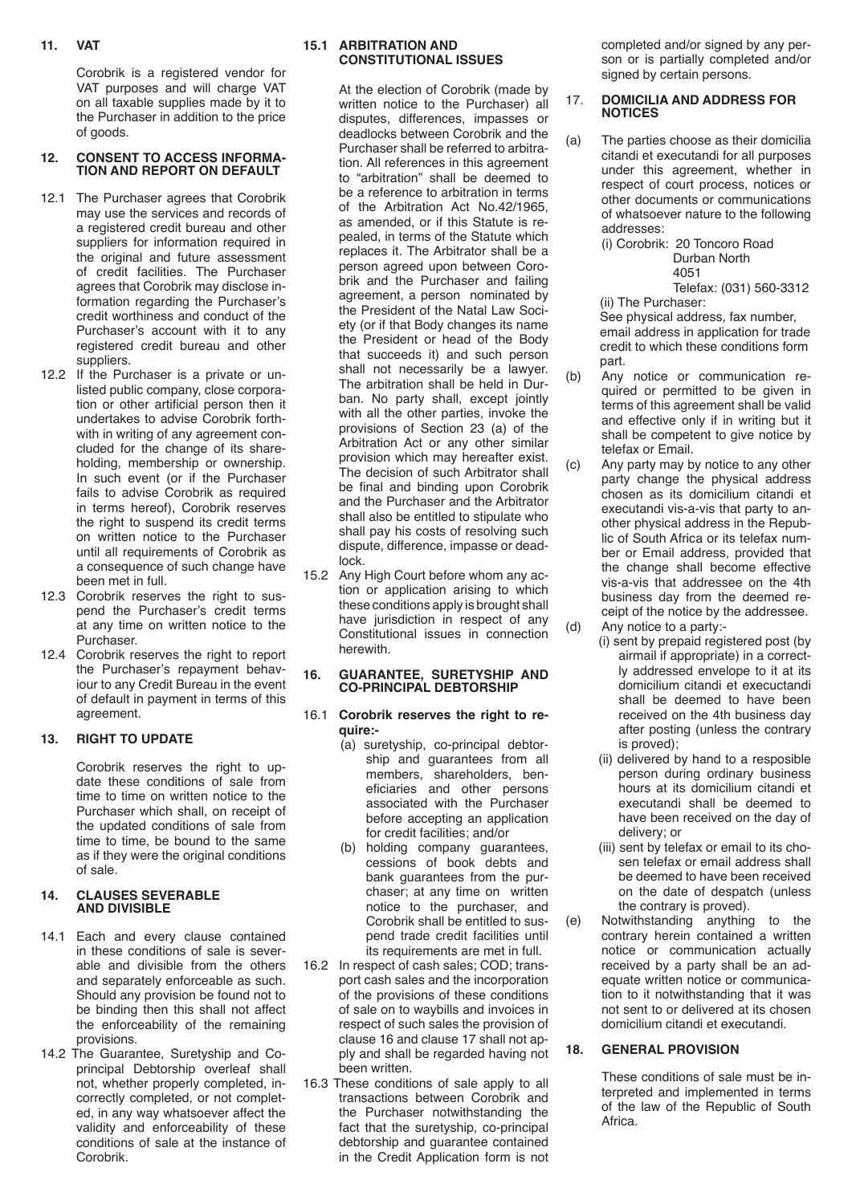## 11. VAT

Corobrik is a registered vendor for VAT purposes and will charge VAT on all taxable supplies made by it to the Purchaser in addition to the price of goods.

## 12. CONSENT TO ACCESS INFORMATION AND REPORT ON DEFAULT

12.1 The Purchaser agrees that Corobrik may use the services and records of a registered credit bureau and other suppliers for information required in the original and future assessment of credit facilities. The Purchaser agrees that Corobrik may disclose information regarding the Purchaser's credit worthiness and conduct of the Purchaser's account with it to any registered credit bureau and other suppliers.

12.2 If the Purchaser is a private or unlisted public company, close corporation or other artificial person then it undertakes to advise Corobrik forthwith in writing of any agreement concluded for the change of its shareholding, membership or ownership. In such event (or if the Purchaser fails to advise Corobrik as required in terms hereof), Corobrik reserves the right to suspend its credit terms on written notice to the Purchaser until all requirements of Corobrik as a consequence of such change have been met in full.

12.3 Corobrik reserves the right to suspend the Purchaser's credit terms at any time on written notice to the Purchaser.

12.4 Corobrik reserves the right to report the Purchaser's repayment behaviour to any Credit Bureau in the event of default in payment in terms of this agreement.

## 13. RIGHT TO UPDATE

Corobrik reserves the right to update these conditions of sale from time to time on written notice to the Purchaser which shall, on receipt of the updated conditions of sale from time to time, be bound to the same as if they were the original conditions of sale.

## 14. CLAUSES SEVERABLE AND DIVISIBLE

14.1 Each and every clause contained in these conditions of sale is severable and divisible from the others and separately enforceable as such. Should any provision be found not to be binding then this shall not affect the enforceability of the remaining provisions.

14.2 The Guarantee, Suretyship and Co-principal Debtorship overleaf shall not, whether properly completed, incorrectly completed, or not completed, in any way whatsoever affect the validity and enforceability of these conditions of sale at the instance of Corobrik.

## 15.1 ARBITRATION AND CONSTITUTIONAL ISSUES

At the election of Corobrik (made by written notice to the Purchaser) all disputes, differences, impasses or deadlocks between Corobrik and the Purchaser shall be referred to arbitration. All references in this agreement to "arbitration" shall be deemed to be a reference to arbitration in terms of the Arbitration Act No.42/1965, as amended, or if this Statute is repealed, in terms of the Statute which replaces it. The Arbitrator shall be a person agreed upon between Corobrik and the Purchaser and failing agreement, a person nominated by the President of the Natal Law Society (or if that Body changes its name the President or head of the Body that succeeds it) and such person shall not necessarily be a lawyer. The arbitration shall be held in Durban. No party shall, except jointly with all the other parties, invoke the provisions of Section 23 (a) of the Arbitration Act or any other similar provision which may hereafter exist. The decision of such Arbitrator shall be final and binding upon Corobrik and the Purchaser and the Arbitrator shall also be entitled to stipulate who shall pay his costs of resolving such dispute, difference, impasse or deadlock.

15.2 Any High Court before whom any action or application arising to which these conditions apply is brought shall have jurisdiction in respect of any Constitutional issues in connection herewith.

## 16. GUARANTEE, SURETYSHIP AND CO-PRINCIPAL DEBTORSHIP

16.1 **Corobrik reserves the right to require:-**

(a) suretyship, co-principal debtorship and guarantees from all members, shareholders, beneficiaries and other persons associated with the Purchaser before accepting an application for credit facilities; and/or

(b) holding company guarantees, cessions of book debts and bank guarantees from the purchaser; at any time on written notice to the purchaser, and Corobrik shall be entitled to suspend trade credit facilities until its requirements are met in full.

16.2 In respect of cash sales; COD; transport cash sales and the incorporation of the provisions of these conditions of sale on to waybills and invoices in respect of such sales the provision of clause 16 and clause 17 shall not apply and shall be regarded having not been written.

16.3 These conditions of sale apply to all transactions between Corobrik and the Purchaser notwithstanding the fact that the suretyship, co-principal debtorship and guarantee contained in the Credit Application form is not completed and/or signed by any person or is partially completed and/or signed by certain persons.

## 17. DOMICILIA AND ADDRESS FOR NOTICES

(a) The parties choose as their domicilia citandi et executandi for all purposes under this agreement, whether in respect of court process, notices or other documents or communications of whatsoever nature to the following addresses:

(i) Corobrik: 20 Toncoro Road
Durban North
4051
Telefax: (031) 560-3312

(ii) The Purchaser:
See physical address, fax number, email address in application for trade credit to which these conditions form part.

(b) Any notice or communication required or permitted to be given in terms of this agreement shall be valid and effective only if in writing but it shall be competent to give notice by telefax or Email.

(c) Any party may by notice to any other party change the physical address chosen as its domicilium citandi et executandi vis-a-vis that party to another physical address in the Republic of South Africa or its telefax number or Email address, provided that the change shall become effective vis-a-vis that addressee on the 4th business day from the deemed receipt of the notice by the addressee.

(d) Any notice to a party:-

(i) sent by prepaid registered post (by airmail if appropriate) in a correctly addressed envelope to it at its domicilium citandi et execuctandi shall be deemed to have been received on the 4th business day after posting (unless the contrary is proved);

(ii) delivered by hand to a resposible person during ordinary business hours at its domicilium citandi et executandi shall be deemed to have been received on the day of delivery; or

(iii) sent by telefax or email to its chosen telefax or email address shall be deemed to have been received on the date of despatch (unless the contrary is proved).

(e) Notwithstanding anything to the contrary herein contained a written notice or communication actually received by a party shall be an adequate written notice or communication to it notwithstanding that it was not sent to or delivered at its chosen domicilium citandi et executandi.

## 18. GENERAL PROVISION

These conditions of sale must be interpreted and implemented in terms of the law of the Republic of South Africa.